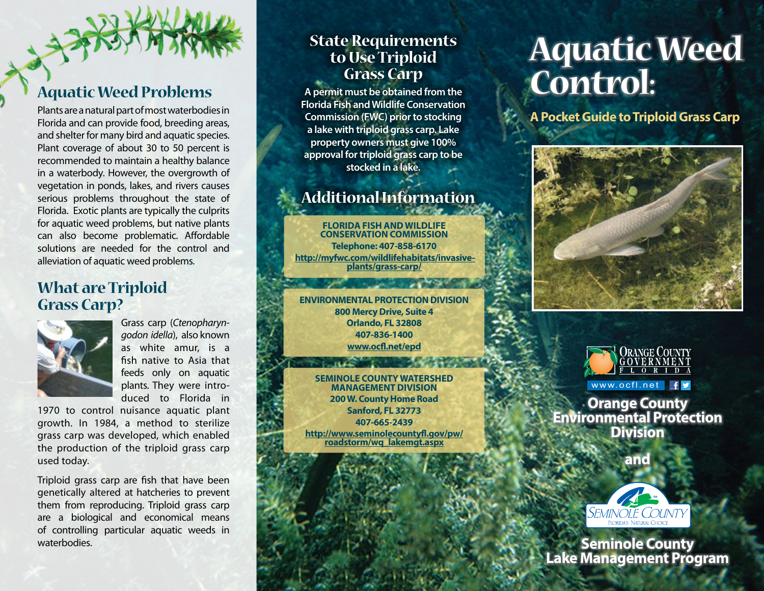## Aquatic Weed Problems

Plants are a natural part of most waterbodies in Florida and can provide food, breeding areas, and shelter for many bird and aquatic species. Plant coverage of about 30 to 50 percent is recommended to maintain a healthy balance in a waterbody. However, the overgrowth of vegetation in ponds, lakes, and rivers causes serious problems throughout the state of Florida. Exotic plants are typically the culprits for aquatic weed problems, but native plants can also become problematic. Affordable solutions are needed for the control and alleviation of aquatic weed problems.

## What are Triploid Grass Carp?

Grass carp (*Ctenopharyngodon idella*), also known as white amur, is a fish native to Asia that feeds only on aquatic plants. They were introduced to Florida in 1970 to control nuisance aquatic plant growth. In 1984, a method to sterilize grass carp was developed, which enabled the production of the triploid grass carp used today.

Triploid grass carp are fish that have been genetically altered at hatcheries to prevent them from reproducing. Triploid grass carp are a biological and economical means of controlling particular aquatic weeds in waterbodies.

## State Requirements to Use Triploid Grass Carp

A permit must be obtained from the Florida Fish and Wildlife Conservation Commission (FWC) prior to stocking a lake with triploid grass carp. Lake property owners must give 100% approval for triploid grass carp to be stocked in a lake.

## Additional Information

**FLORIDA FISH AND WILDLIFE CONSERVATION COMMISSION**
**Telephone: 407-858-6170**
**http://myfwc.com/wildlifehabitats/invasive-plants/grass-carp/**

**ENVIRONMENTAL PROTECTION DIVISION**
**800 Mercy Drive, Suite 4**
**Orlando, FL 32808**
**407-836-1400**
**www.ocfl.net/epd**

**SEMINOLE COUNTY WATERSHED MANAGEMENT DIVISION**
**200 W. County Home Road**
**Sanford, FL 32773**
**407-665-2439**
**http://www.seminolecountyfl.gov/pw/roadstorm/wq_lakemgt.aspx**

# Aquatic Weed Control:

### A Pocket Guide to Triploid Grass Carp

ORANGE COUNTY GOVERNMENT FLORIDA

www.ocfl.net

**Orange County Environmental Protection Division**

**and**

SEMINOLE COUNTY FLORIDA'S NATURAL CHOICE

**Seminole County Lake Management Program**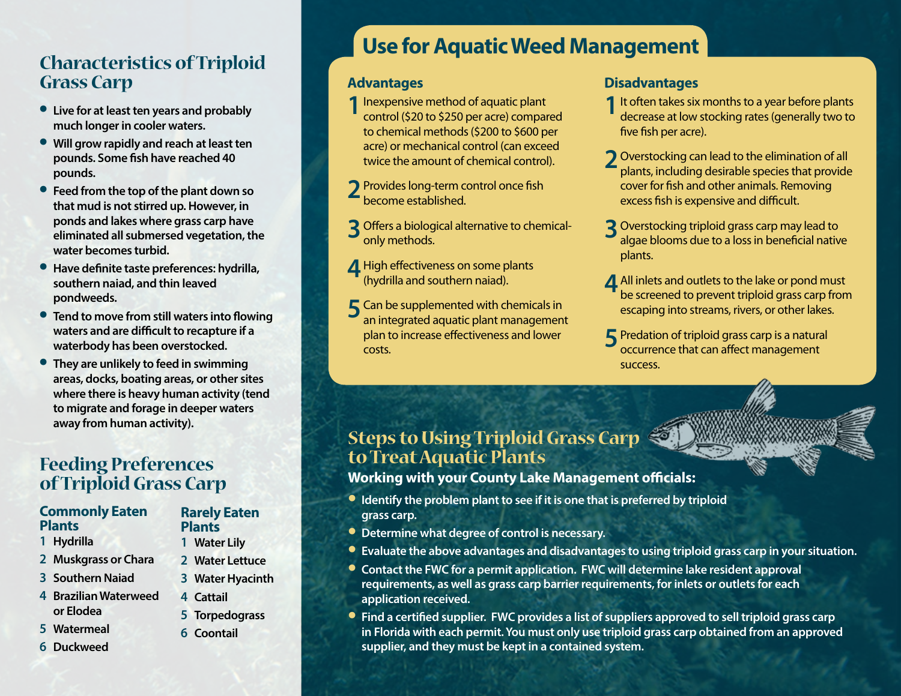## Characteristics of Triploid Grass Carp

- **Live for at least ten years and probably much longer in cooler waters.**
- **Will grow rapidly and reach at least ten pounds. Some fish have reached 40 pounds.**
- **Feed from the top of the plant down so that mud is not stirred up. However, in ponds and lakes where grass carp have eliminated all submersed vegetation, the water becomes turbid.**
- **Have definite taste preferences: hydrilla, southern naiad, and thin leaved pondweeds.**
- **Tend to move from still waters into flowing waters and are difficult to recapture if a waterbody has been overstocked.**
- **They are unlikely to feed in swimming areas, docks, boating areas, or other sites where there is heavy human activity (tend to migrate and forage in deeper waters away from human activity).**

## Feeding Preferences of Triploid Grass Carp

### Commonly Eaten Plants

1. Hydrilla
2. Muskgrass or Chara
3. Southern Naiad
4. Brazilian Waterweed or Elodea
5. Watermeal
6. Duckweed

### Rarely Eaten Plants

1. Water Lily
2. Water Lettuce
3. Water Hyacinth
4. Cattail
5. Torpedograss
6. Coontail

## Use for Aquatic Weed Management

### Advantages

1. Inexpensive method of aquatic plant control ($20 to $250 per acre) compared to chemical methods ($200 to $600 per acre) or mechanical control (can exceed twice the amount of chemical control).
2. Provides long-term control once fish become established.
3. Offers a biological alternative to chemical-only methods.
4. High effectiveness on some plants (hydrilla and southern naiad).
5. Can be supplemented with chemicals in an integrated aquatic plant management plan to increase effectiveness and lower costs.

### Disadvantages

1. It often takes six months to a year before plants decrease at low stocking rates (generally two to five fish per acre).
2. Overstocking can lead to the elimination of all plants, including desirable species that provide cover for fish and other animals. Removing excess fish is expensive and difficult.
3. Overstocking triploid grass carp may lead to algae blooms due to a loss in beneficial native plants.
4. All inlets and outlets to the lake or pond must be screened to prevent triploid grass carp from escaping into streams, rivers, or other lakes.
5. Predation of triploid grass carp is a natural occurrence that can affect management success.

## Steps to Using Triploid Grass Carp to Treat Aquatic Plants

**Working with your County Lake Management officials:**

- **Identify the problem plant to see if it is one that is preferred by triploid grass carp.**
- **Determine what degree of control is necessary.**
- **Evaluate the above advantages and disadvantages to using triploid grass carp in your situation.**
- **Contact the FWC for a permit application. FWC will determine lake resident approval requirements, as well as grass carp barrier requirements, for inlets or outlets for each application received.**
- **Find a certified supplier. FWC provides a list of suppliers approved to sell triploid grass carp in Florida with each permit. You must only use triploid grass carp obtained from an approved supplier, and they must be kept in a contained system.**